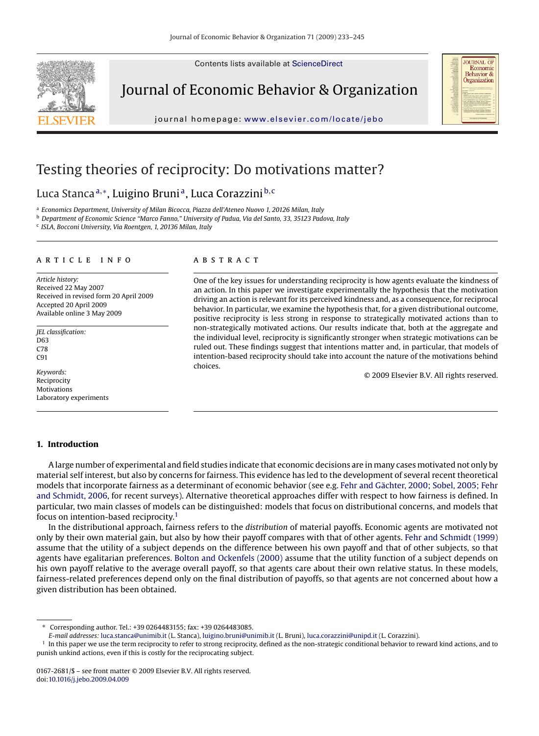# Testing theories of reciprocity: Do motivations matter?

Luca Stanca[a,*], Luigino Bruni[a], Luca Corazzini[b,c]

[a] Economics Department, University of Milan Bicocca, Piazza dell'Ateneo Nuovo 1, 20126 Milan, Italy

[b] Department of Economic Science "Marco Fanno," University of Padua, Via del Santo, 33, 35123 Padova, Italy

[c] ISLA, Bocconi University, Via Roentgen, 1, 20136 Milan, Italy

## ARTICLE INFO

*Article history:*
Received 22 May 2007
Received in revised form 20 April 2009
Accepted 20 April 2009
Available online 3 May 2009

*JEL classification:*
D63
C78
C91

*Keywords:*
Reciprocity
Motivations
Laboratory experiments

## ABSTRACT

One of the key issues for understanding reciprocity is how agents evaluate the kindness of an action. In this paper we investigate experimentally the hypothesis that the motivation driving an action is relevant for its perceived kindness and, as a consequence, for reciprocal behavior. In particular, we examine the hypothesis that, for a given distributional outcome, positive reciprocity is less strong in response to strategically motivated actions than to non-strategically motivated actions. Our results indicate that, both at the aggregate and the individual level, reciprocity is significantly stronger when strategic motivations can be ruled out. These findings suggest that intentions matter and, in particular, that models of intention-based reciprocity should take into account the nature of the motivations behind choices.

© 2009 Elsevier B.V. All rights reserved.

## 1. Introduction

A large number of experimental and field studies indicate that economic decisions are in many cases motivated not only by material self interest, but also by concerns for fairness. This evidence has led to the development of several recent theoretical models that incorporate fairness as a determinant of economic behavior (see e.g. Fehr and Gächter, 2000; Sobel, 2005; Fehr and Schmidt, 2006, for recent surveys). Alternative theoretical approaches differ with respect to how fairness is defined. In particular, two main classes of models can be distinguished: models that focus on distributional concerns, and models that focus on intention-based reciprocity.[1]

In the distributional approach, fairness refers to the *distribution* of material payoffs. Economic agents are motivated not only by their own material gain, but also by how their payoff compares with that of other agents. Fehr and Schmidt (1999) assume that the utility of a subject depends on the difference between his own payoff and that of other subjects, so that agents have egalitarian preferences. Bolton and Ockenfels (2000) assume that the utility function of a subject depends on his own payoff relative to the average overall payoff, so that agents care about their own relative status. In these models, fairness-related preferences depend only on the final distribution of payoffs, so that agents are not concerned about how a given distribution has been obtained.

---

* Corresponding author. Tel.: +39 0264483155; fax: +39 0264483085.
*E-mail addresses:* luca.stanca@unimib.it (L. Stanca), luigino.bruni@unimib.it (L. Bruni), luca.corazzini@unipd.it (L. Corazzini).

[1] In this paper we use the term reciprocity to refer to strong reciprocity, defined as the non-strategic conditional behavior to reward kind actions, and to punish unkind actions, even if this is costly for the reciprocating subject.

0167-2681/$ – see front matter © 2009 Elsevier B.V. All rights reserved.
doi:10.1016/j.jebo.2009.04.009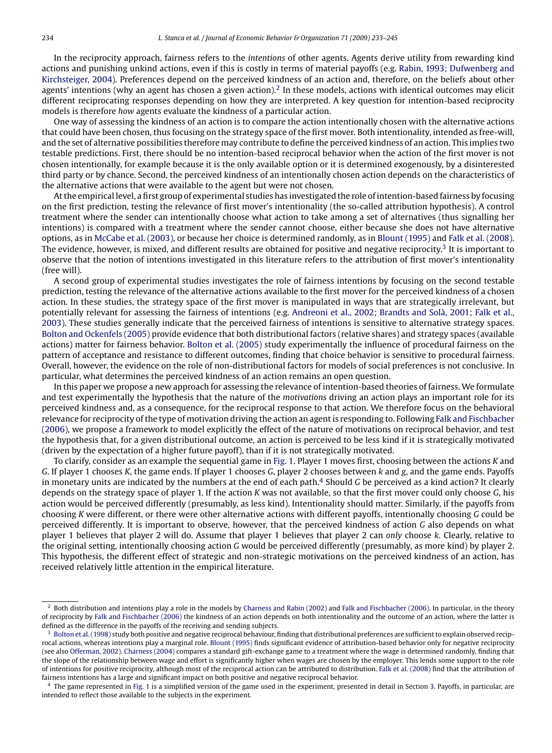In the reciprocity approach, fairness refers to the *intentions* of other agents. Agents derive utility from rewarding kind actions and punishing unkind actions, even if this is costly in terms of material payoffs (e.g. Rabin, 1993; Dufwenberg and Kirchsteiger, 2004). Preferences depend on the perceived kindness of an action and, therefore, on the beliefs about other agents' intentions (why an agent has chosen a given action).[2] In these models, actions with identical outcomes may elicit different reciprocating responses depending on how they are interpreted. A key question for intention-based reciprocity models is therefore *how* agents evaluate the kindness of a particular action.

One way of assessing the kindness of an action is to compare the action intentionally chosen with the alternative actions that could have been chosen, thus focusing on the strategy space of the first mover. Both intentionality, intended as free-will, and the set of alternative possibilities therefore may contribute to define the perceived kindness of an action. This implies two testable predictions. First, there should be no intention-based reciprocal behavior when the action of the first mover is not chosen intentionally, for example because it is the only available option or it is determined exogenously, by a disinterested third party or by chance. Second, the perceived kindness of an intentionally chosen action depends on the characteristics of the alternative actions that were available to the agent but were not chosen.

At the empirical level, a first group of experimental studies has investigated the role of intention-based fairness by focusing on the first prediction, testing the relevance of first mover's intentionality (the so-called attribution hypothesis). A control treatment where the sender can intentionally choose what action to take among a set of alternatives (thus signalling her intentions) is compared with a treatment where the sender cannot choose, either because she does not have alternative options, as in McCabe et al. (2003), or because her choice is determined randomly, as in Blount (1995) and Falk et al. (2008). The evidence, however, is mixed, and different results are obtained for positive and negative reciprocity.[3] It is important to observe that the notion of intentions investigated in this literature refers to the attribution of first mover's intentionality (free will).

A second group of experimental studies investigates the role of fairness intentions by focusing on the second testable prediction, testing the relevance of the alternative actions available to the first mover for the perceived kindness of a chosen action. In these studies, the strategy space of the first mover is manipulated in ways that are strategically irrelevant, but potentially relevant for assessing the fairness of intentions (e.g. Andreoni et al., 2002; Brandts and Solà, 2001; Falk et al., 2003). These studies generally indicate that the perceived fairness of intentions is sensitive to alternative strategy spaces. Bolton and Ockenfels (2005) provide evidence that both distributional factors (relative shares) and strategy spaces (available actions) matter for fairness behavior. Bolton et al. (2005) study experimentally the influence of procedural fairness on the pattern of acceptance and resistance to different outcomes, finding that choice behavior is sensitive to procedural fairness. Overall, however, the evidence on the role of non-distributional factors for models of social preferences is not conclusive. In particular, what determines the perceived kindness of an action remains an open question.

In this paper we propose a new approach for assessing the relevance of intention-based theories of fairness. We formulate and test experimentally the hypothesis that the nature of the *motivations* driving an action plays an important role for its perceived kindness and, as a consequence, for the reciprocal response to that action. We therefore focus on the behavioral relevance for reciprocity of the type of motivation driving the action an agent is responding to. Following Falk and Fischbacher (2006), we propose a framework to model explicitly the effect of the nature of motivations on reciprocal behavior, and test the hypothesis that, for a given distributional outcome, an action is perceived to be less kind if it is strategically motivated (driven by the expectation of a higher future payoff), than if it is not strategically motivated.

To clarify, consider as an example the sequential game in Fig. 1. Player 1 moves first, choosing between the actions *K* and *G*. If player 1 chooses *K*, the game ends. If player 1 chooses *G*, player 2 chooses between *k* and *g*, and the game ends. Payoffs in monetary units are indicated by the numbers at the end of each path.[4] Should *G* be perceived as a kind action? It clearly depends on the strategy space of player 1. If the action *K* was not available, so that the first mover could only choose *G*, his action would be perceived differently (presumably, as less kind). Intentionality should matter. Similarly, if the payoffs from choosing *K* were different, or there were other alternative actions with different payoffs, intentionally choosing *G* could be perceived differently. It is important to observe, however, that the perceived kindness of action *G* also depends on what player 1 believes that player 2 will do. Assume that player 1 believes that player 2 can *only* choose *k*. Clearly, relative to the original setting, intentionally choosing action *G* would be perceived differently (presumably, as more kind) by player 2. This hypothesis, the different effect of strategic and non-strategic motivations on the perceived kindness of an action, has received relatively little attention in the empirical literature.

---

[2] Both distribution and intentions play a role in the models by Charness and Rabin (2002) and Falk and Fischbacher (2006). In particular, in the theory of reciprocity by Falk and Fischbacher (2006) the kindness of an action depends on both intentionality and the outcome of an action, where the latter is defined as the difference in the payoffs of the receiving and sending subjects.

[3] Bolton et al. (1998) study both positive and negative reciprocal behaviour, finding that distributional preferences are sufficient to explain observed reciprocal actions, whereas intentions play a marginal role. Blount (1995) finds significant evidence of attribution-based behavior only for negative reciprocity (see also Offerman, 2002). Charness (2004) compares a standard gift-exchange game to a treatment where the wage is determined randomly, finding that the slope of the relationship between wage and effort is significantly higher when wages are chosen by the employer. This lends some support to the role of intentions for positive reciprocity, although most of the reciprocal action can be attributed to distribution. Falk et al. (2008) find that the attribution of fairness intentions has a large and significant impact on both positive and negative reciprocal behavior.

[4] The game represented in Fig. 1 is a simplified version of the game used in the experiment, presented in detail in Section 3. Payoffs, in particular, are intended to reflect those available to the subjects in the experiment.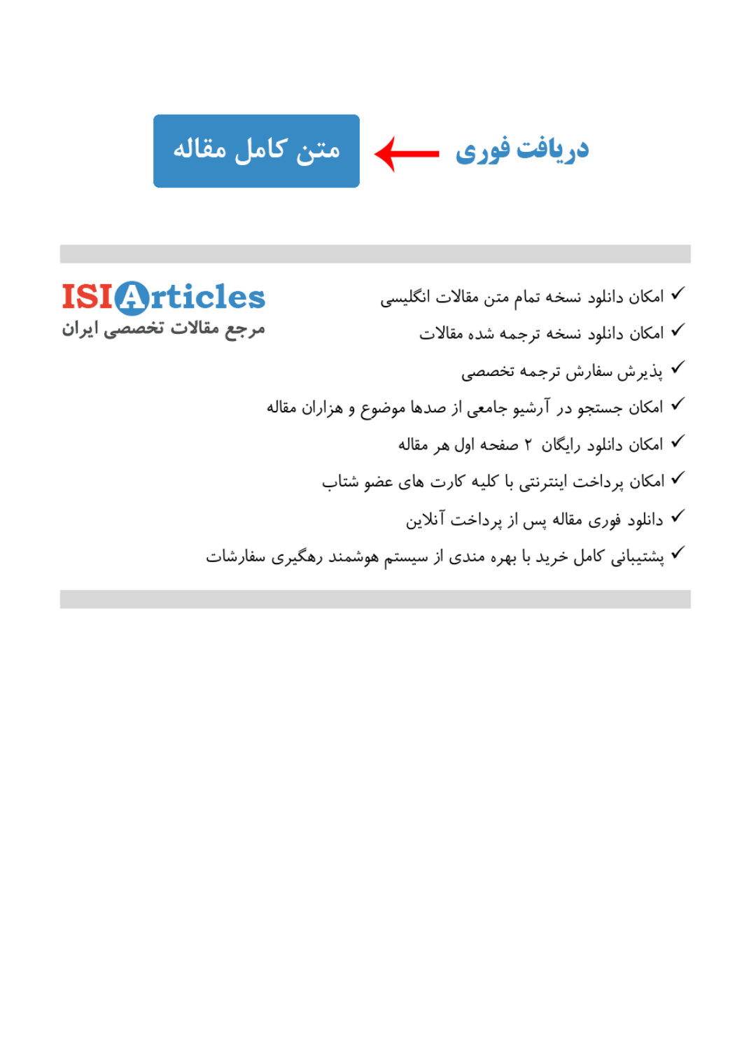دریافت فوری ← **متن کامل مقاله**

**ISIArticles**
مرجع مقالات تخصصی ایران

- ✓ امکان دانلود نسخه تمام متن مقالات انگلیسی
- ✓ امکان دانلود نسخه ترجمه شده مقالات
- ✓ پذیرش سفارش ترجمه تخصصی
- ✓ امکان جستجو در آرشیو جامعی از صدها موضوع و هزاران مقاله
- ✓ امکان دانلود رایگان ۲ صفحه اول هر مقاله
- ✓ امکان پرداخت اینترنتی با کلیه کارت های عضو شتاب
- ✓ دانلود فوری مقاله پس از پرداخت آنلاین
- ✓ پشتیبانی کامل خرید با بهره مندی از سیستم هوشمند رهگیری سفارشات